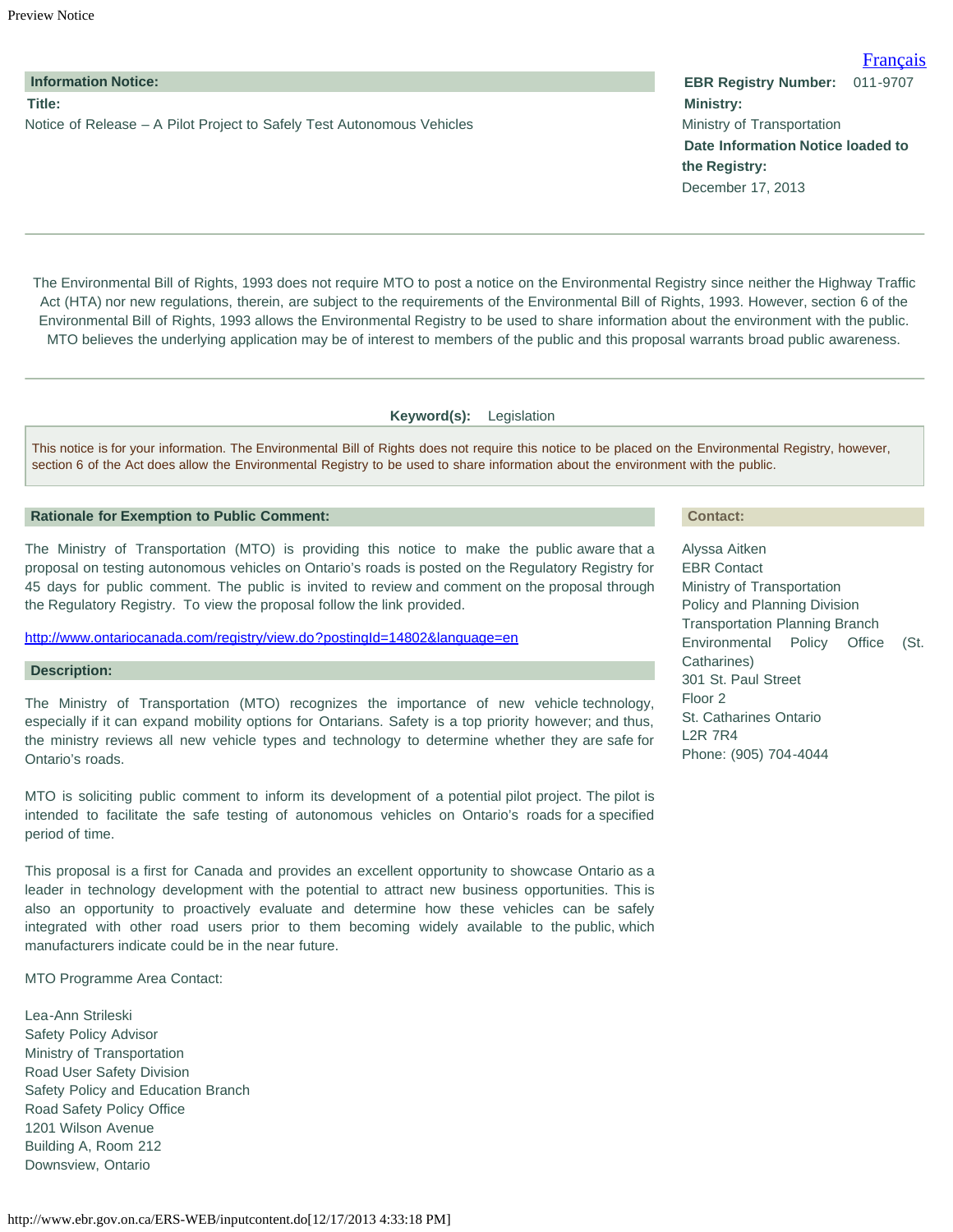[Français]

**Information Notice:**

**Title:**

Notice of Release – A Pilot Project to Safely Test Autonomous Vehicles

**EBR Registry Number:** 011-9707

**Ministry:**

Ministry of Transportation

**Date Information Notice loaded to the Registry:**

December 17, 2013

---

The Environmental Bill of Rights, 1993 does not require MTO to post a notice on the Environmental Registry since neither the Highway Traffic Act (HTA) nor new regulations, therein, are subject to the requirements of the Environmental Bill of Rights, 1993. However, section 6 of the Environmental Bill of Rights, 1993 allows the Environmental Registry to be used to share information about the environment with the public. MTO believes the underlying application may be of interest to members of the public and this proposal warrants broad public awareness.

---

**Keyword(s):** Legislation

This notice is for your information. The Environmental Bill of Rights does not require this notice to be placed on the Environmental Registry, however, section 6 of the Act does allow the Environmental Registry to be used to share information about the environment with the public.

## Rationale for Exemption to Public Comment:

The Ministry of Transportation (MTO) is providing this notice to make the public aware that a proposal on testing autonomous vehicles on Ontario's roads is posted on the Regulatory Registry for 45 days for public comment. The public is invited to review and comment on the proposal through the Regulatory Registry. To view the proposal follow the link provided.

http://www.ontariocanada.com/registry/view.do?postingId=14802&language=en

## Description:

The Ministry of Transportation (MTO) recognizes the importance of new vehicle technology, especially if it can expand mobility options for Ontarians. Safety is a top priority however; and thus, the ministry reviews all new vehicle types and technology to determine whether they are safe for Ontario's roads.

MTO is soliciting public comment to inform its development of a potential pilot project. The pilot is intended to facilitate the safe testing of autonomous vehicles on Ontario's roads for a specified period of time.

This proposal is a first for Canada and provides an excellent opportunity to showcase Ontario as a leader in technology development with the potential to attract new business opportunities. This is also an opportunity to proactively evaluate and determine how these vehicles can be safely integrated with other road users prior to them becoming widely available to the public, which manufacturers indicate could be in the near future.

MTO Programme Area Contact:

Lea-Ann Strileski
Safety Policy Advisor
Ministry of Transportation
Road User Safety Division
Safety Policy and Education Branch
Road Safety Policy Office
1201 Wilson Avenue
Building A, Room 212
Downsview, Ontario

## Contact:

Alyssa Aitken
EBR Contact
Ministry of Transportation
Policy and Planning Division
Transportation Planning Branch
Environmental Policy Office (St. Catharines)
301 St. Paul Street
Floor 2
St. Catharines Ontario
L2R 7R4
Phone: (905) 704-4044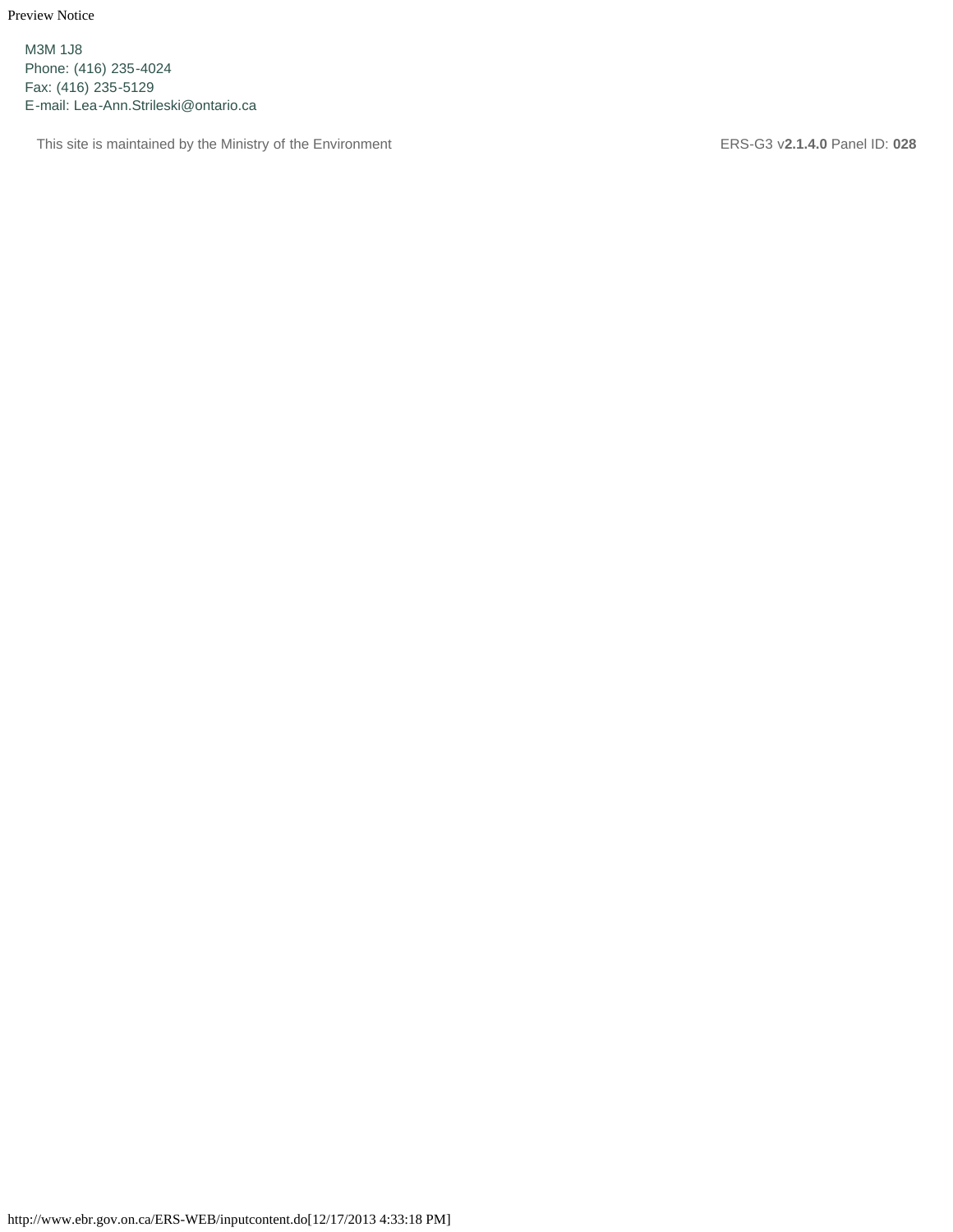M3M 1J8
Phone: (416) 235-4024
Fax: (416) 235-5129
E-mail: Lea-Ann.Strileski@ontario.ca

This site is maintained by the Ministry of the Environment

ERS-G3 v**2.1.4.0** Panel ID: **028**